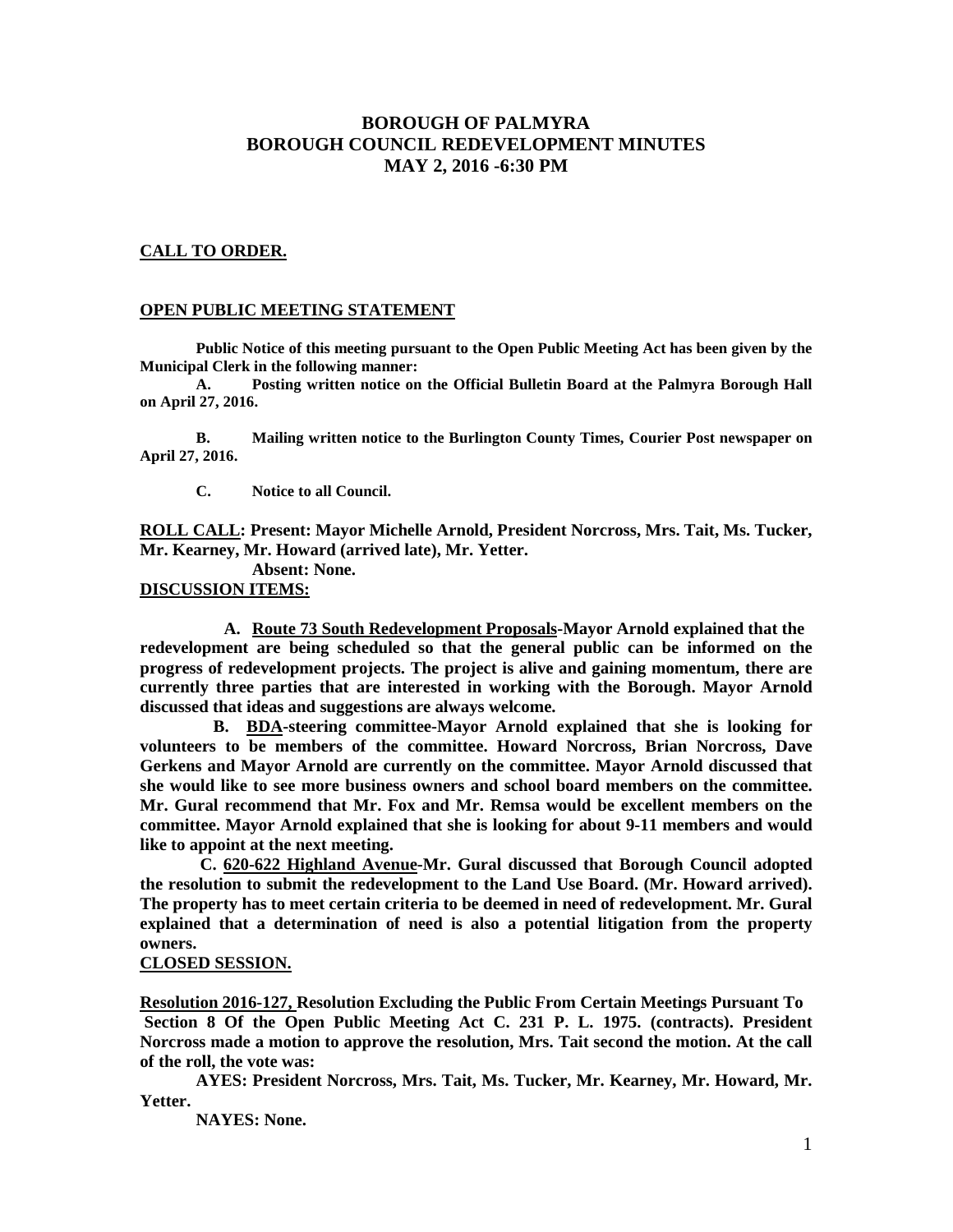# BOROUGH OF PALMYRA
# BOROUGH COUNCIL REDEVELOPMENT MINUTES
# MAY 2, 2016 -6:30 PM

**CALL TO ORDER.**

**OPEN PUBLIC MEETING STATEMENT**

**Public Notice of this meeting pursuant to the Open Public Meeting Act has been given by the Municipal Clerk in the following manner:**

**A. Posting written notice on the Official Bulletin Board at the Palmyra Borough Hall on April 27, 2016.**

**B. Mailing written notice to the Burlington County Times, Courier Post newspaper on April 27, 2016.**

**C. Notice to all Council.**

**ROLL CALL: Present: Mayor Michelle Arnold, President Norcross, Mrs. Tait, Ms. Tucker, Mr. Kearney, Mr. Howard (arrived late), Mr. Yetter.**

**Absent: None.**

**DISCUSSION ITEMS:**

**A. Route 73 South Redevelopment Proposals-Mayor Arnold explained that the redevelopment are being scheduled so that the general public can be informed on the progress of redevelopment projects. The project is alive and gaining momentum, there are currently three parties that are interested in working with the Borough. Mayor Arnold discussed that ideas and suggestions are always welcome.**

**B. BDA-steering committee-Mayor Arnold explained that she is looking for volunteers to be members of the committee. Howard Norcross, Brian Norcross, Dave Gerkens and Mayor Arnold are currently on the committee. Mayor Arnold discussed that she would like to see more business owners and school board members on the committee. Mr. Gural recommend that Mr. Fox and Mr. Remsa would be excellent members on the committee. Mayor Arnold explained that she is looking for about 9-11 members and would like to appoint at the next meeting.**

**C. 620-622 Highland Avenue-Mr. Gural discussed that Borough Council adopted the resolution to submit the redevelopment to the Land Use Board. (Mr. Howard arrived). The property has to meet certain criteria to be deemed in need of redevelopment. Mr. Gural explained that a determination of need is also a potential litigation from the property owners.**

**CLOSED SESSION.**

**Resolution 2016-127, Resolution Excluding the Public From Certain Meetings Pursuant To Section 8 Of the Open Public Meeting Act C. 231 P. L. 1975. (contracts). President Norcross made a motion to approve the resolution, Mrs. Tait second the motion. At the call of the roll, the vote was:**

**AYES: President Norcross, Mrs. Tait, Ms. Tucker, Mr. Kearney, Mr. Howard, Mr. Yetter.**

**NAYES: None.**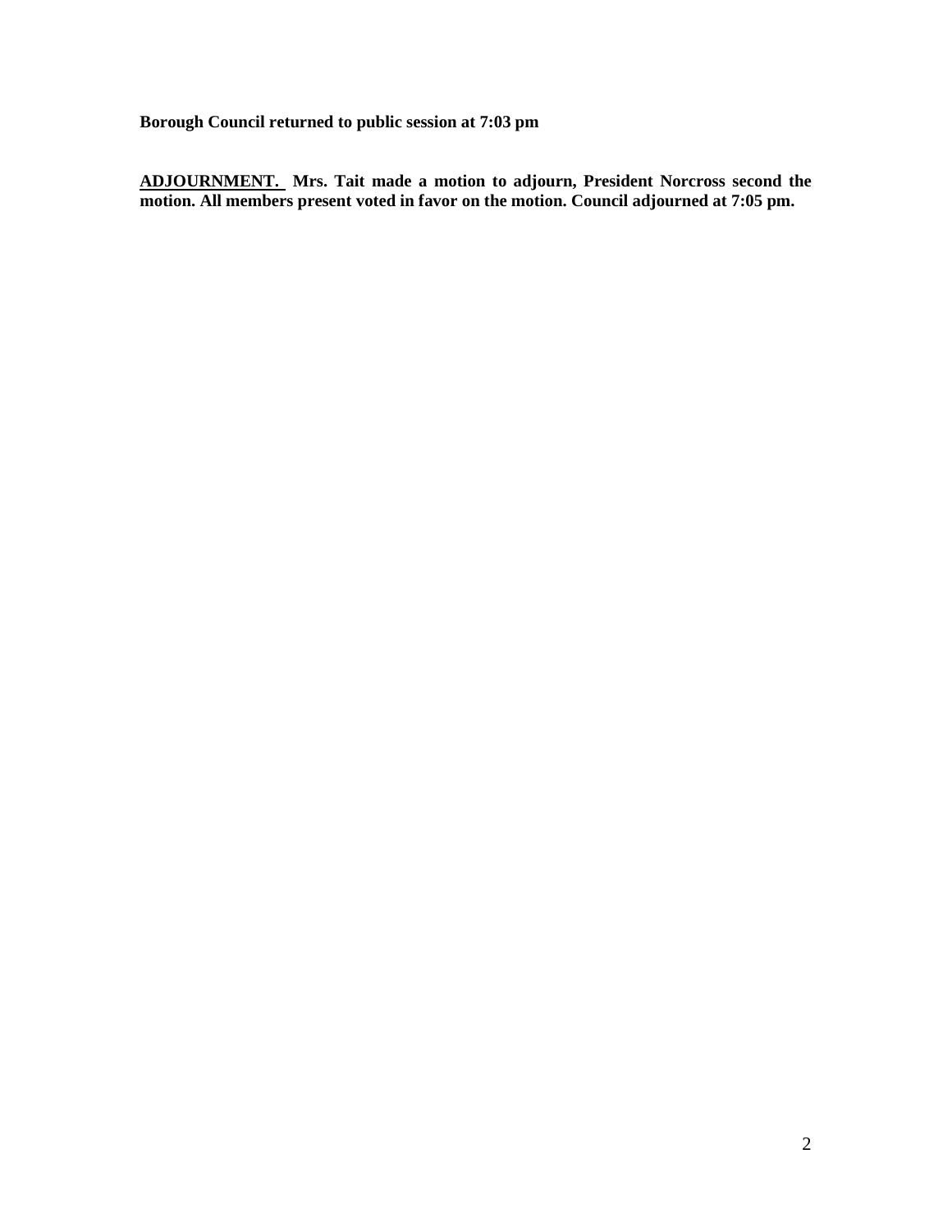**Borough Council returned to public session at 7:03 pm**

**ADJOURNMENT. Mrs. Tait made a motion to adjourn, President Norcross second the motion. All members present voted in favor on the motion. Council adjourned at 7:05 pm.**